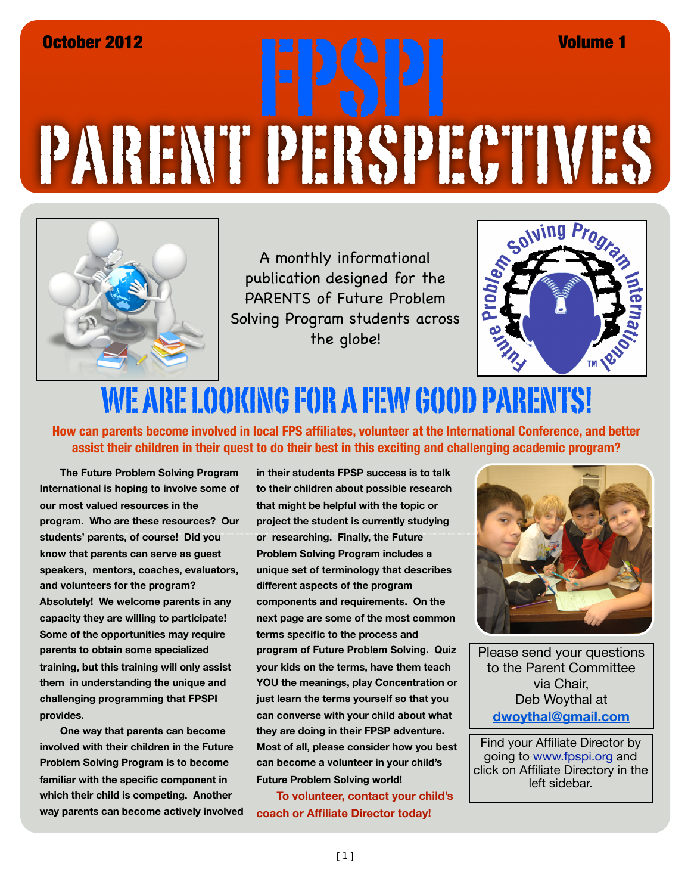October 2012 | Volume 1

# FPSPI PARENT PERSPECTIVES

A monthly informational publication designed for the PARENTS of Future Problem Solving Program students across the globe!

## WE ARE LOOKING FOR A FEW GOOD PARENTS!

**How can parents become involved in local FPS affiliates, volunteer at the International Conference, and better assist their children in their quest to do their best in this exciting and challenging academic program?**

**The Future Problem Solving Program International is hoping to involve some of our most valued resources in the program. Who are these resources? Our students' parents, of course! Did you know that parents can serve as guest speakers, mentors, coaches, evaluators, and volunteers for the program? Absolutely! We welcome parents in any capacity they are willing to participate! Some of the opportunities may require parents to obtain some specialized training, but this training will only assist them in understanding the unique and challenging programming that FPSPI provides.**

**One way that parents can become involved with their children in the Future Problem Solving Program is to become familiar with the specific component in which their child is competing. Another way parents can become actively involved in their students FPSP success is to talk to their children about possible research that might be helpful with the topic or project the student is currently studying or researching. Finally, the Future Problem Solving Program includes a unique set of terminology that describes different aspects of the program components and requirements. On the next page are some of the most common terms specific to the process and program of Future Problem Solving. Quiz your kids on the terms, have them teach YOU the meanings, play Concentration or just learn the terms yourself so that you can converse with your child about what they are doing in their FPSP adventure. Most of all, please consider how you best can become a volunteer in your child's Future Problem Solving world!**

**To volunteer, contact your child's coach or Affiliate Director today!**

Please send your questions to the Parent Committee via Chair, Deb Woythal at **dwoythal@gmail.com**

Find your Affiliate Director by going to www.fpspi.org and click on Affiliate Directory in the left sidebar.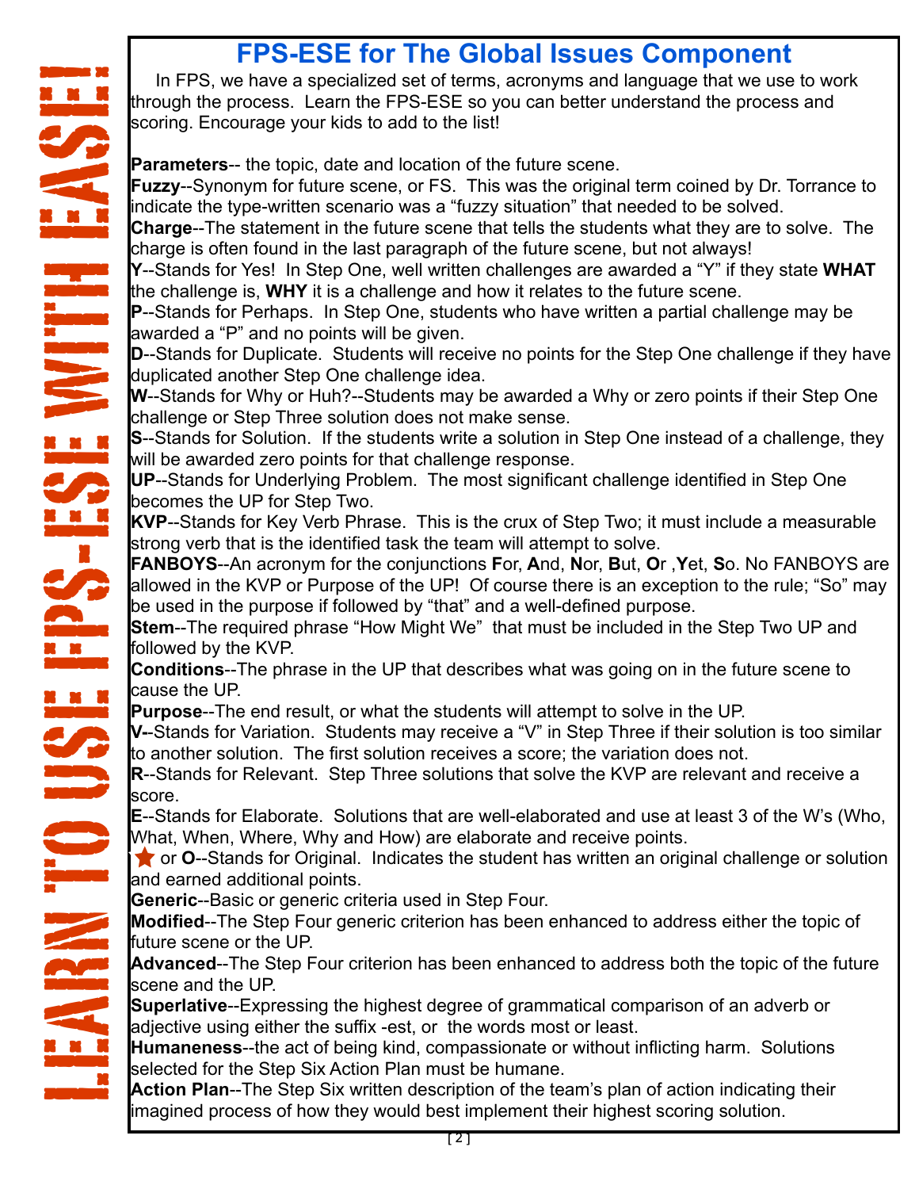LEARN TO USE FPS-ESE WITH EASE!

# FPS-ESE for The Global Issues Component

In FPS, we have a specialized set of terms, acronyms and language that we use to work through the process. Learn the FPS-ESE so you can better understand the process and scoring. Encourage your kids to add to the list!

**Parameters**-- the topic, date and location of the future scene.

**Fuzzy**--Synonym for future scene, or FS. This was the original term coined by Dr. Torrance to indicate the type-written scenario was a "fuzzy situation" that needed to be solved.

**Charge**--The statement in the future scene that tells the students what they are to solve. The charge is often found in the last paragraph of the future scene, but not always!

**Y**--Stands for Yes! In Step One, well written challenges are awarded a "Y" if they state **WHAT** the challenge is, **WHY** it is a challenge and how it relates to the future scene.

**P**--Stands for Perhaps. In Step One, students who have written a partial challenge may be awarded a "P" and no points will be given.

**D**--Stands for Duplicate. Students will receive no points for the Step One challenge if they have duplicated another Step One challenge idea.

**W**--Stands for Why or Huh?--Students may be awarded a Why or zero points if their Step One challenge or Step Three solution does not make sense.

**S**--Stands for Solution. If the students write a solution in Step One instead of a challenge, they will be awarded zero points for that challenge response.

**UP**--Stands for Underlying Problem. The most significant challenge identified in Step One becomes the UP for Step Two.

**KVP**--Stands for Key Verb Phrase. This is the crux of Step Two; it must include a measurable strong verb that is the identified task the team will attempt to solve.

**FANBOYS**--An acronym for the conjunctions **F**or, **A**nd, **N**or, **B**ut, **O**r ,**Y**et, **S**o. No FANBOYS are allowed in the KVP or Purpose of the UP! Of course there is an exception to the rule; "So" may be used in the purpose if followed by "that" and a well-defined purpose.

**Stem**--The required phrase "How Might We" that must be included in the Step Two UP and followed by the KVP.

**Conditions**--The phrase in the UP that describes what was going on in the future scene to cause the UP.

**Purpose**--The end result, or what the students will attempt to solve in the UP.

**V-**-Stands for Variation. Students may receive a "V" in Step Three if their solution is too similar to another solution. The first solution receives a score; the variation does not.

**R**--Stands for Relevant. Step Three solutions that solve the KVP are relevant and receive a score.

**E**--Stands for Elaborate. Solutions that are well-elaborated and use at least 3 of the W's (Who, What, When, Where, Why and How) are elaborate and receive points.

★ or **O**--Stands for Original. Indicates the student has written an original challenge or solution and earned additional points.

**Generic**--Basic or generic criteria used in Step Four.

**Modified**--The Step Four generic criterion has been enhanced to address either the topic of future scene or the UP.

**Advanced**--The Step Four criterion has been enhanced to address both the topic of the future scene and the UP.

**Superlative**--Expressing the highest degree of grammatical comparison of an adverb or adjective using either the suffix -est, or the words most or least.

**Humaneness**--the act of being kind, compassionate or without inflicting harm. Solutions selected for the Step Six Action Plan must be humane.

**Action Plan**--The Step Six written description of the team's plan of action indicating their imagined process of how they would best implement their highest scoring solution.